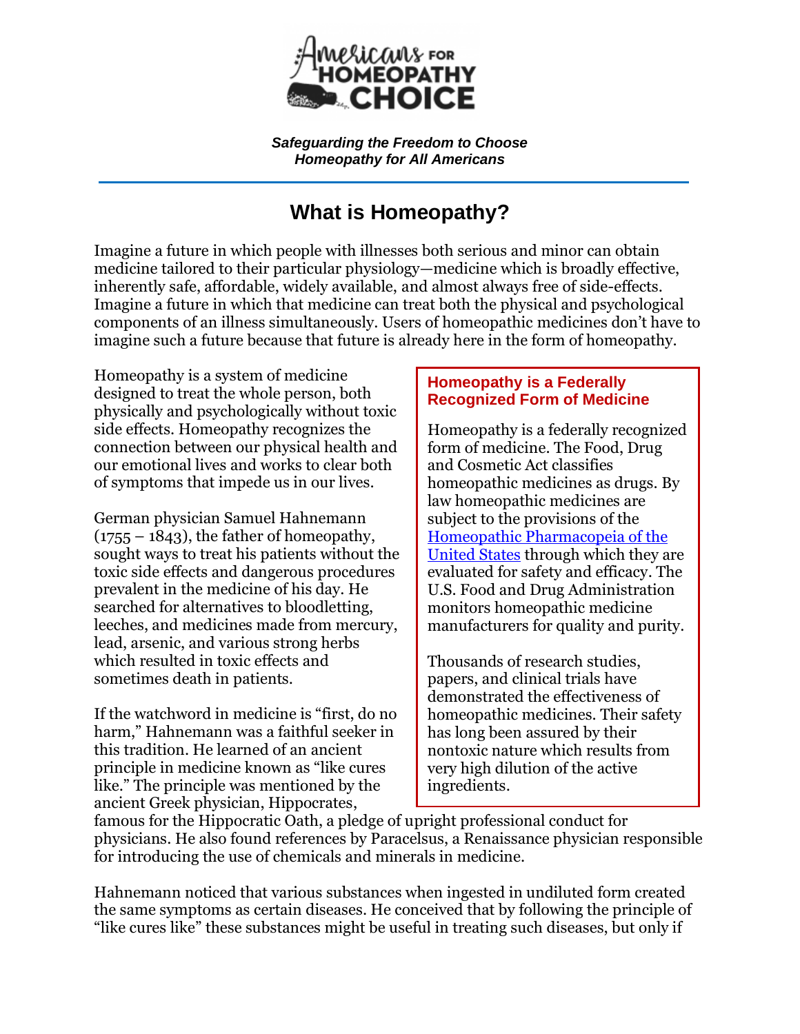**Americans for Homeopathy Choice**

***Safeguarding the Freedom to Choose Homeopathy for All Americans***

---

# What is Homeopathy?

Imagine a future in which people with illnesses both serious and minor can obtain medicine tailored to their particular physiology—medicine which is broadly effective, inherently safe, affordable, widely available, and almost always free of side-effects. Imagine a future in which that medicine can treat both the physical and psychological components of an illness simultaneously. Users of homeopathic medicines don't have to imagine such a future because that future is already here in the form of homeopathy.

Homeopathy is a system of medicine designed to treat the whole person, both physically and psychologically without toxic side effects. Homeopathy recognizes the connection between our physical health and our emotional lives and works to clear both of symptoms that impede us in our lives.

German physician Samuel Hahnemann (1755 – 1843), the father of homeopathy, sought ways to treat his patients without the toxic side effects and dangerous procedures prevalent in the medicine of his day. He searched for alternatives to bloodletting, leeches, and medicines made from mercury, lead, arsenic, and various strong herbs which resulted in toxic effects and sometimes death in patients.

If the watchword in medicine is "first, do no harm," Hahnemann was a faithful seeker in this tradition. He learned of an ancient principle in medicine known as "like cures like." The principle was mentioned by the ancient Greek physician, Hippocrates, famous for the Hippocratic Oath, a pledge of upright professional conduct for physicians. He also found references by Paracelsus, a Renaissance physician responsible for introducing the use of chemicals and minerals in medicine.

> ### Homeopathy is a Federally Recognized Form of Medicine
>
> Homeopathy is a federally recognized form of medicine. The Food, Drug and Cosmetic Act classifies homeopathic medicines as drugs. By law homeopathic medicines are subject to the provisions of the [Homeopathic Pharmacopeia of the United States]() through which they are evaluated for safety and efficacy. The U.S. Food and Drug Administration monitors homeopathic medicine manufacturers for quality and purity.
>
> Thousands of research studies, papers, and clinical trials have demonstrated the effectiveness of homeopathic medicines. Their safety has long been assured by their nontoxic nature which results from very high dilution of the active ingredients.

Hahnemann noticed that various substances when ingested in undiluted form created the same symptoms as certain diseases. He conceived that by following the principle of "like cures like" these substances might be useful in treating such diseases, but only if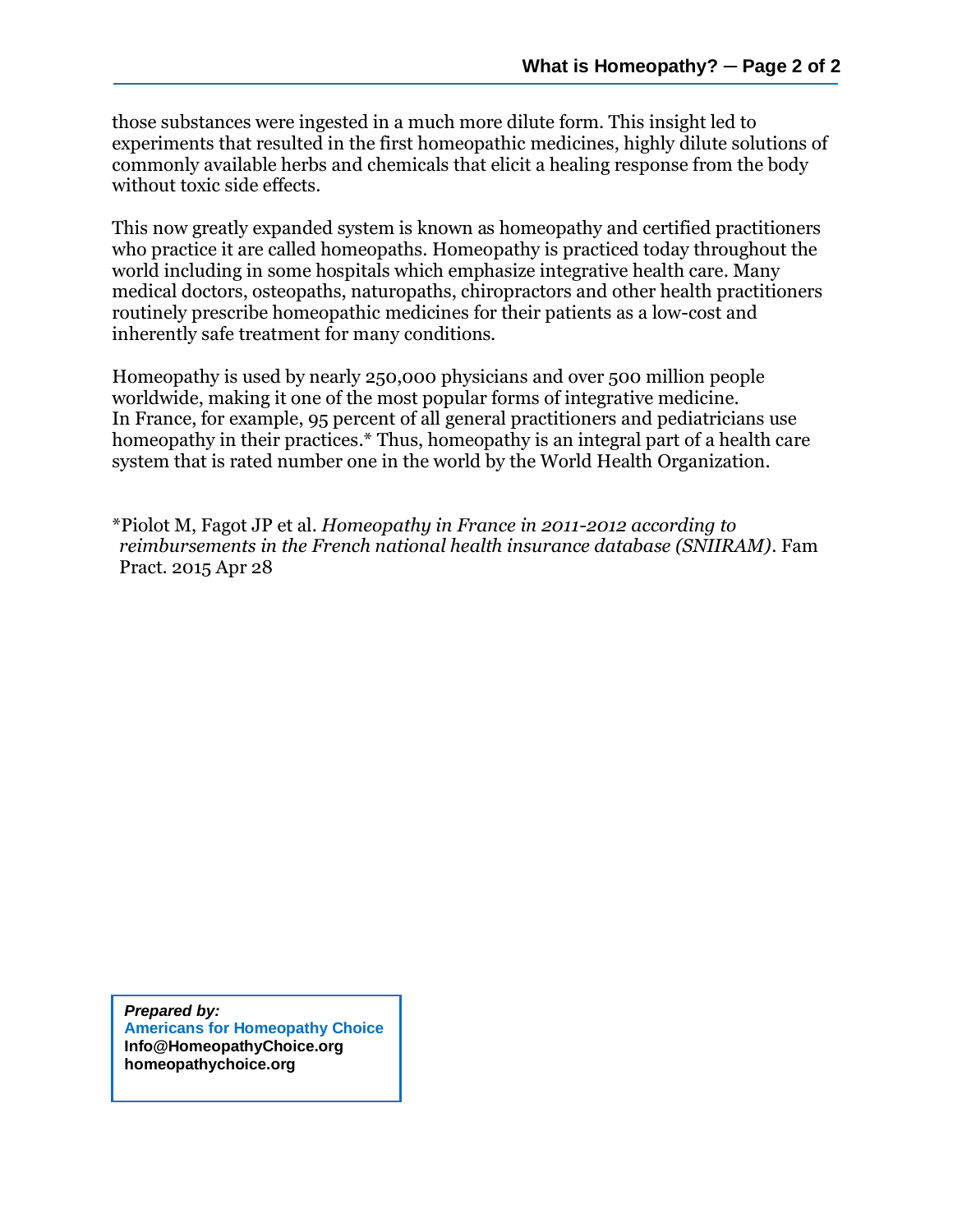those substances were ingested in a much more dilute form. This insight led to experiments that resulted in the first homeopathic medicines, highly dilute solutions of commonly available herbs and chemicals that elicit a healing response from the body without toxic side effects.

This now greatly expanded system is known as homeopathy and certified practitioners who practice it are called homeopaths. Homeopathy is practiced today throughout the world including in some hospitals which emphasize integrative health care. Many medical doctors, osteopaths, naturopaths, chiropractors and other health practitioners routinely prescribe homeopathic medicines for their patients as a low-cost and inherently safe treatment for many conditions.

Homeopathy is used by nearly 250,000 physicians and over 500 million people worldwide, making it one of the most popular forms of integrative medicine. In France, for example, 95 percent of all general practitioners and pediatricians use homeopathy in their practices.* Thus, homeopathy is an integral part of a health care system that is rated number one in the world by the World Health Organization.

*Piolot M, Fagot JP et al. *Homeopathy in France in 2011-2012 according to reimbursements in the French national health insurance database (SNIIRAM)*. Fam Pract. 2015 Apr 28

***Prepared by:***
**Americans for Homeopathy Choice**
**Info@HomeopathyChoice.org**
**homeopathychoice.org**